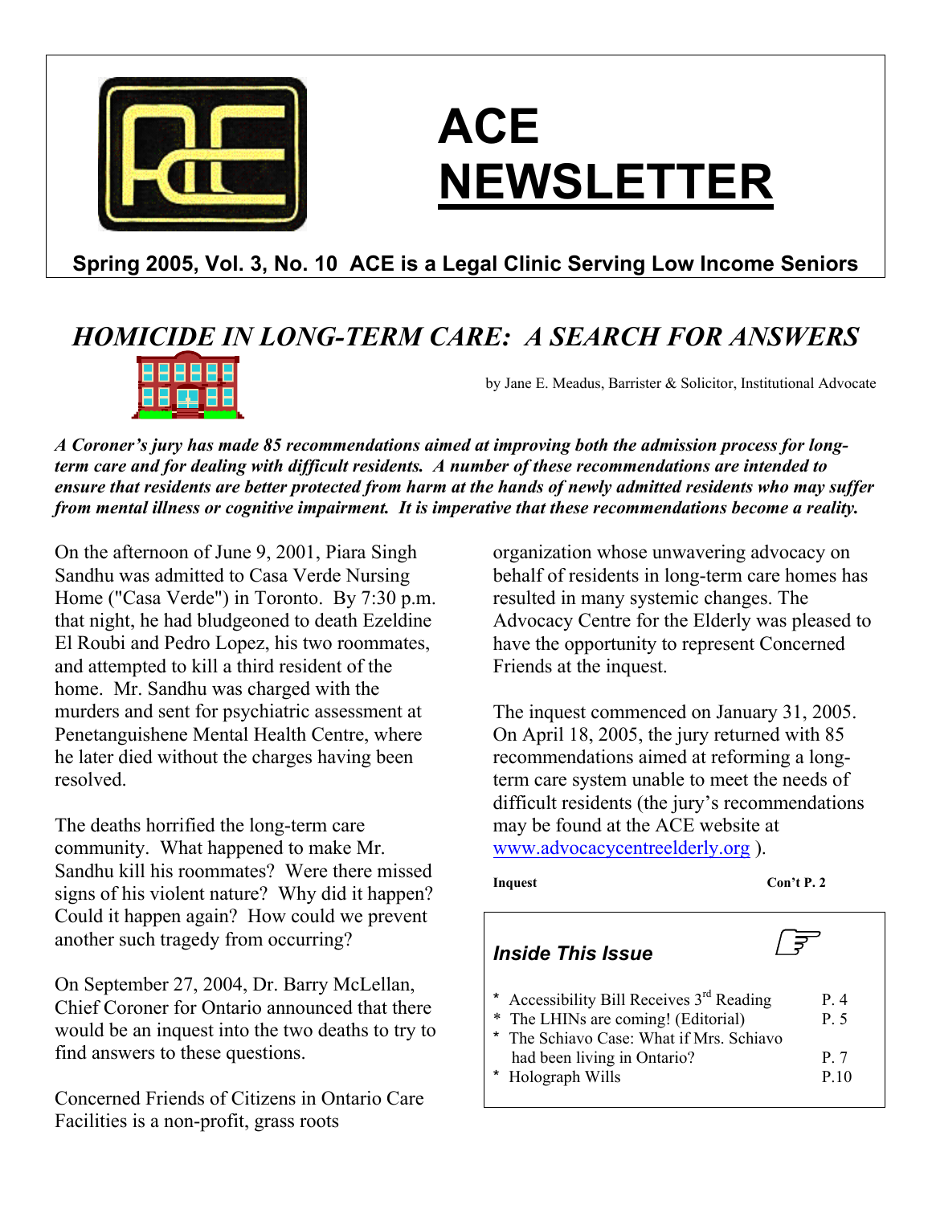# ACE NEWSLETTER

**Spring 2005, Vol. 3, No. 10 ACE is a Legal Clinic Serving Low Income Seniors**

## *HOMICIDE IN LONG-TERM CARE: A SEARCH FOR ANSWERS*

by Jane E. Meadus, Barrister & Solicitor, Institutional Advocate

***A Coroner's jury has made 85 recommendations aimed at improving both the admission process for long-term care and for dealing with difficult residents. A number of these recommendations are intended to ensure that residents are better protected from harm at the hands of newly admitted residents who may suffer from mental illness or cognitive impairment. It is imperative that these recommendations become a reality.***

On the afternoon of June 9, 2001, Piara Singh Sandhu was admitted to Casa Verde Nursing Home ("Casa Verde") in Toronto. By 7:30 p.m. that night, he had bludgeoned to death Ezeldine El Roubi and Pedro Lopez, his two roommates, and attempted to kill a third resident of the home. Mr. Sandhu was charged with the murders and sent for psychiatric assessment at Penetanguishene Mental Health Centre, where he later died without the charges having been resolved.

The deaths horrified the long-term care community. What happened to make Mr. Sandhu kill his roommates? Were there missed signs of his violent nature? Why did it happen? Could it happen again? How could we prevent another such tragedy from occurring?

On September 27, 2004, Dr. Barry McLellan, Chief Coroner for Ontario announced that there would be an inquest into the two deaths to try to find answers to these questions.

Concerned Friends of Citizens in Ontario Care Facilities is a non-profit, grass roots organization whose unwavering advocacy on behalf of residents in long-term care homes has resulted in many systemic changes. The Advocacy Centre for the Elderly was pleased to have the opportunity to represent Concerned Friends at the inquest.

The inquest commenced on January 31, 2005. On April 18, 2005, the jury returned with 85 recommendations aimed at reforming a long-term care system unable to meet the needs of difficult residents (the jury's recommendations may be found at the ACE website at www.advocacycentreelderly.org ).

**Inquest** **Con't P. 2**

---

***Inside This Issue***

| | |
|---|---|
| * Accessibility Bill Receives 3rd Reading | P. 4 |
| * The LHINs are coming! (Editorial) | P. 5 |
| * The Schiavo Case: What if Mrs. Schiavo had been living in Ontario? | P. 7 |
| * Holograph Wills | P.10 |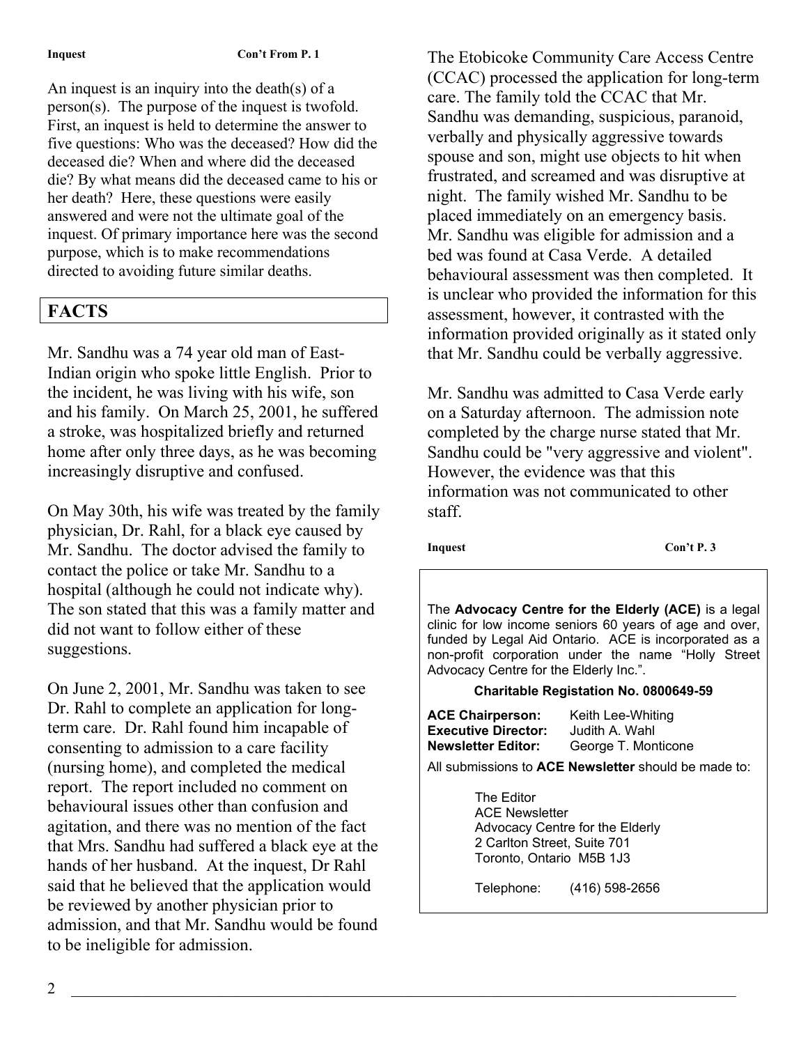**Inquest** Con't From P. 1

An inquest is an inquiry into the death(s) of a person(s). The purpose of the inquest is twofold. First, an inquest is held to determine the answer to five questions: Who was the deceased? How did the deceased die? When and where did the deceased die? By what means did the deceased came to his or her death? Here, these questions were easily answered and were not the ultimate goal of the inquest. Of primary importance here was the second purpose, which is to make recommendations directed to avoiding future similar deaths.

## FACTS

Mr. Sandhu was a 74 year old man of East-Indian origin who spoke little English. Prior to the incident, he was living with his wife, son and his family. On March 25, 2001, he suffered a stroke, was hospitalized briefly and returned home after only three days, as he was becoming increasingly disruptive and confused.

On May 30th, his wife was treated by the family physician, Dr. Rahl, for a black eye caused by Mr. Sandhu. The doctor advised the family to contact the police or take Mr. Sandhu to a hospital (although he could not indicate why). The son stated that this was a family matter and did not want to follow either of these suggestions.

On June 2, 2001, Mr. Sandhu was taken to see Dr. Rahl to complete an application for long-term care. Dr. Rahl found him incapable of consenting to admission to a care facility (nursing home), and completed the medical report. The report included no comment on behavioural issues other than confusion and agitation, and there was no mention of the fact that Mrs. Sandhu had suffered a black eye at the hands of her husband. At the inquest, Dr Rahl said that he believed that the application would be reviewed by another physician prior to admission, and that Mr. Sandhu would be found to be ineligible for admission.

The Etobicoke Community Care Access Centre (CCAC) processed the application for long-term care. The family told the CCAC that Mr. Sandhu was demanding, suspicious, paranoid, verbally and physically aggressive towards spouse and son, might use objects to hit when frustrated, and screamed and was disruptive at night. The family wished Mr. Sandhu to be placed immediately on an emergency basis. Mr. Sandhu was eligible for admission and a bed was found at Casa Verde. A detailed behavioural assessment was then completed. It is unclear who provided the information for this assessment, however, it contrasted with the information provided originally as it stated only that Mr. Sandhu could be verbally aggressive.

Mr. Sandhu was admitted to Casa Verde early on a Saturday afternoon. The admission note completed by the charge nurse stated that Mr. Sandhu could be "very aggressive and violent". However, the evidence was that this information was not communicated to other staff.

**Inquest** Con't P. 3

---

The **Advocacy Centre for the Elderly (ACE)** is a legal clinic for low income seniors 60 years of age and over, funded by Legal Aid Ontario. ACE is incorporated as a non-profit corporation under the name "Holly Street Advocacy Centre for the Elderly Inc.".

**Charitable Registation No. 0800649-59**

**ACE Chairperson:** Keith Lee-Whiting
**Executive Director:** Judith A. Wahl
**Newsletter Editor:** George T. Monticone

All submissions to **ACE Newsletter** should be made to:

The Editor
ACE Newsletter
Advocacy Centre for the Elderly
2 Carlton Street, Suite 701
Toronto, Ontario M5B 1J3

Telephone: (416) 598-2656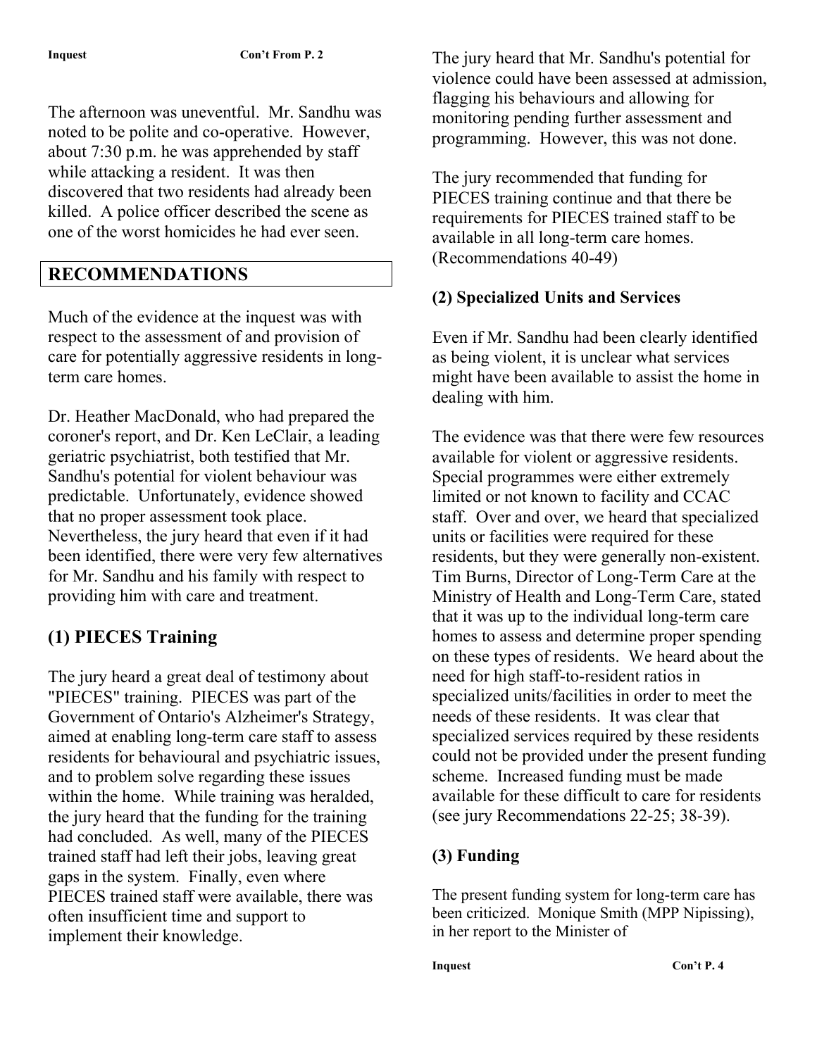The afternoon was uneventful. Mr. Sandhu was noted to be polite and co-operative. However, about 7:30 p.m. he was apprehended by staff while attacking a resident. It was then discovered that two residents had already been killed. A police officer described the scene as one of the worst homicides he had ever seen.

## RECOMMENDATIONS

Much of the evidence at the inquest was with respect to the assessment of and provision of care for potentially aggressive residents in long-term care homes.

Dr. Heather MacDonald, who had prepared the coroner's report, and Dr. Ken LeClair, a leading geriatric psychiatrist, both testified that Mr. Sandhu's potential for violent behaviour was predictable. Unfortunately, evidence showed that no proper assessment took place. Nevertheless, the jury heard that even if it had been identified, there were very few alternatives for Mr. Sandhu and his family with respect to providing him with care and treatment.

### (1) PIECES Training

The jury heard a great deal of testimony about "PIECES" training. PIECES was part of the Government of Ontario's Alzheimer's Strategy, aimed at enabling long-term care staff to assess residents for behavioural and psychiatric issues, and to problem solve regarding these issues within the home. While training was heralded, the jury heard that the funding for the training had concluded. As well, many of the PIECES trained staff had left their jobs, leaving great gaps in the system. Finally, even where PIECES trained staff were available, there was often insufficient time and support to implement their knowledge.

The jury heard that Mr. Sandhu's potential for violence could have been assessed at admission, flagging his behaviours and allowing for monitoring pending further assessment and programming. However, this was not done.

The jury recommended that funding for PIECES training continue and that there be requirements for PIECES trained staff to be available in all long-term care homes. (Recommendations 40-49)

### (2) Specialized Units and Services

Even if Mr. Sandhu had been clearly identified as being violent, it is unclear what services might have been available to assist the home in dealing with him.

The evidence was that there were few resources available for violent or aggressive residents. Special programmes were either extremely limited or not known to facility and CCAC staff. Over and over, we heard that specialized units or facilities were required for these residents, but they were generally non-existent. Tim Burns, Director of Long-Term Care at the Ministry of Health and Long-Term Care, stated that it was up to the individual long-term care homes to assess and determine proper spending on these types of residents. We heard about the need for high staff-to-resident ratios in specialized units/facilities in order to meet the needs of these residents. It was clear that specialized services required by these residents could not be provided under the present funding scheme. Increased funding must be made available for these difficult to care for residents (see jury Recommendations 22-25; 38-39).

### (3) Funding

The present funding system for long-term care has been criticized. Monique Smith (MPP Nipissing), in her report to the Minister of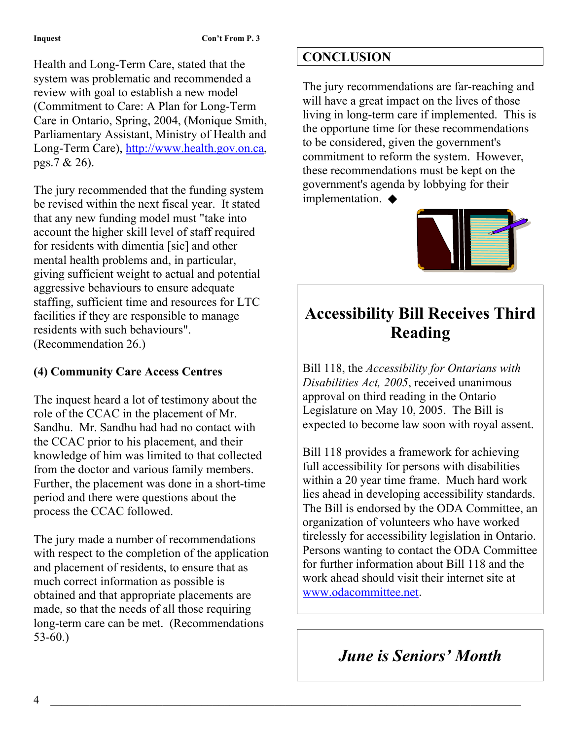Inquest Con't From P. 3

Health and Long-Term Care, stated that the system was problematic and recommended a review with goal to establish a new model (Commitment to Care: A Plan for Long-Term Care in Ontario, Spring, 2004, (Monique Smith, Parliamentary Assistant, Ministry of Health and Long-Term Care), http://www.health.gov.on.ca, pgs.7 & 26).

The jury recommended that the funding system be revised within the next fiscal year. It stated that any new funding model must "take into account the higher skill level of staff required for residents with dimentia [sic] and other mental health problems and, in particular, giving sufficient weight to actual and potential aggressive behaviours to ensure adequate staffing, sufficient time and resources for LTC facilities if they are responsible to manage residents with such behaviours". (Recommendation 26.)

**(4) Community Care Access Centres**

The inquest heard a lot of testimony about the role of the CCAC in the placement of Mr. Sandhu. Mr. Sandhu had had no contact with the CCAC prior to his placement, and their knowledge of him was limited to that collected from the doctor and various family members. Further, the placement was done in a short-time period and there were questions about the process the CCAC followed.

The jury made a number of recommendations with respect to the completion of the application and placement of residents, to ensure that as much correct information as possible is obtained and that appropriate placements are made, so that the needs of all those requiring long-term care can be met. (Recommendations 53-60.)

## CONCLUSION

The jury recommendations are far-reaching and will have a great impact on the lives of those living in long-term care if implemented. This is the opportune time for these recommendations to be considered, given the government's commitment to reform the system. However, these recommendations must be kept on the government's agenda by lobbying for their implementation. ◆

## Accessibility Bill Receives Third Reading

Bill 118, the *Accessibility for Ontarians with Disabilities Act, 2005*, received unanimous approval on third reading in the Ontario Legislature on May 10, 2005. The Bill is expected to become law soon with royal assent.

Bill 118 provides a framework for achieving full accessibility for persons with disabilities within a 20 year time frame. Much hard work lies ahead in developing accessibility standards. The Bill is endorsed by the ODA Committee, an organization of volunteers who have worked tirelessly for accessibility legislation in Ontario. Persons wanting to contact the ODA Committee for further information about Bill 118 and the work ahead should visit their internet site at www.odacommittee.net.

## *June is Seniors' Month*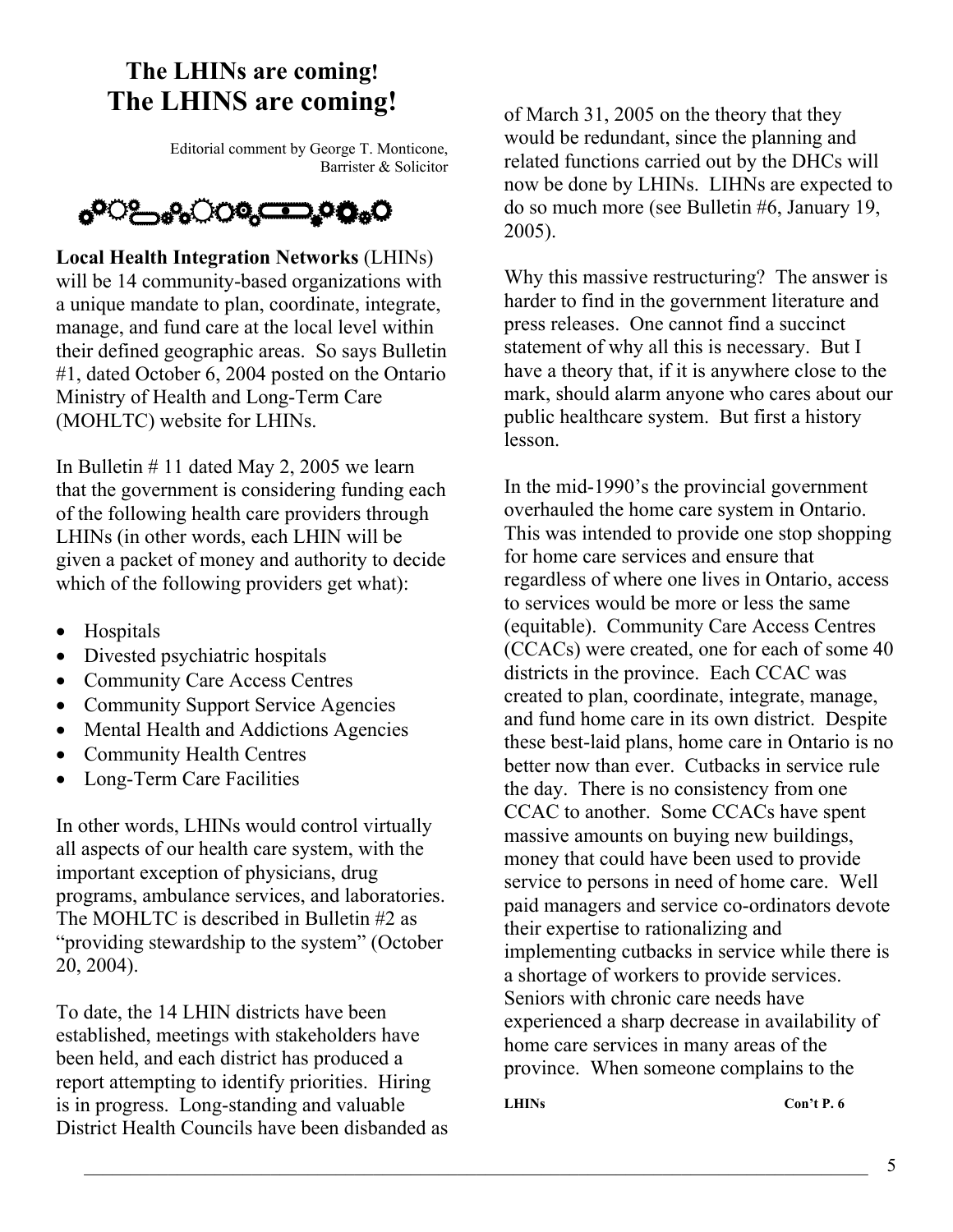# The LHINs are coming!
# The LHINS are coming!

Editorial comment by George T. Monticone, Barrister & Solicitor

**Local Health Integration Networks** (LHINs) will be 14 community-based organizations with a unique mandate to plan, coordinate, integrate, manage, and fund care at the local level within their defined geographic areas. So says Bulletin #1, dated October 6, 2004 posted on the Ontario Ministry of Health and Long-Term Care (MOHLTC) website for LHINs.

In Bulletin # 11 dated May 2, 2005 we learn that the government is considering funding each of the following health care providers through LHINs (in other words, each LHIN will be given a packet of money and authority to decide which of the following providers get what):

- Hospitals
- Divested psychiatric hospitals
- Community Care Access Centres
- Community Support Service Agencies
- Mental Health and Addictions Agencies
- Community Health Centres
- Long-Term Care Facilities

In other words, LHINs would control virtually all aspects of our health care system, with the important exception of physicians, drug programs, ambulance services, and laboratories. The MOHLTC is described in Bulletin #2 as "providing stewardship to the system" (October 20, 2004).

To date, the 14 LHIN districts have been established, meetings with stakeholders have been held, and each district has produced a report attempting to identify priorities. Hiring is in progress. Long-standing and valuable District Health Councils have been disbanded as of March 31, 2005 on the theory that they would be redundant, since the planning and related functions carried out by the DHCs will now be done by LHINs. LIHNs are expected to do so much more (see Bulletin #6, January 19, 2005).

Why this massive restructuring? The answer is harder to find in the government literature and press releases. One cannot find a succinct statement of why all this is necessary. But I have a theory that, if it is anywhere close to the mark, should alarm anyone who cares about our public healthcare system. But first a history lesson.

In the mid-1990's the provincial government overhauled the home care system in Ontario. This was intended to provide one stop shopping for home care services and ensure that regardless of where one lives in Ontario, access to services would be more or less the same (equitable). Community Care Access Centres (CCACs) were created, one for each of some 40 districts in the province. Each CCAC was created to plan, coordinate, integrate, manage, and fund home care in its own district. Despite these best-laid plans, home care in Ontario is no better now than ever. Cutbacks in service rule the day. There is no consistency from one CCAC to another. Some CCACs have spent massive amounts on buying new buildings, money that could have been used to provide service to persons in need of home care. Well paid managers and service co-ordinators devote their expertise to rationalizing and implementing cutbacks in service while there is a shortage of workers to provide services. Seniors with chronic care needs have experienced a sharp decrease in availability of home care services in many areas of the province. When someone complains to the

**LHINs** **Con't P. 6**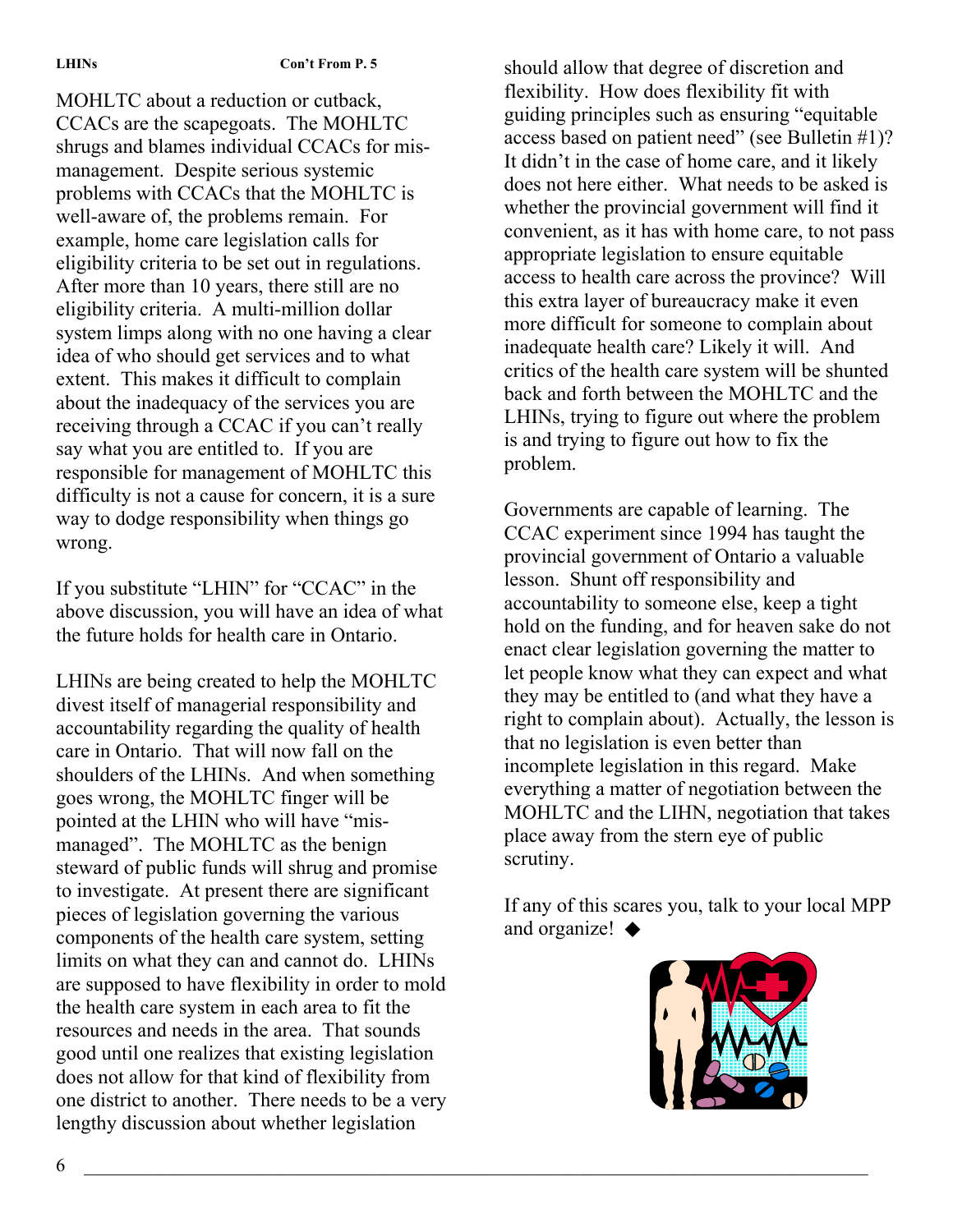**LHINs** **Con't From P. 5**

MOHLTC about a reduction or cutback, CCACs are the scapegoats. The MOHLTC shrugs and blames individual CCACs for mis-management. Despite serious systemic problems with CCACs that the MOHLTC is well-aware of, the problems remain. For example, home care legislation calls for eligibility criteria to be set out in regulations. After more than 10 years, there still are no eligibility criteria. A multi-million dollar system limps along with no one having a clear idea of who should get services and to what extent. This makes it difficult to complain about the inadequacy of the services you are receiving through a CCAC if you can't really say what you are entitled to. If you are responsible for management of MOHLTC this difficulty is not a cause for concern, it is a sure way to dodge responsibility when things go wrong.

If you substitute "LHIN" for "CCAC" in the above discussion, you will have an idea of what the future holds for health care in Ontario.

LHINs are being created to help the MOHLTC divest itself of managerial responsibility and accountability regarding the quality of health care in Ontario. That will now fall on the shoulders of the LHINs. And when something goes wrong, the MOHLTC finger will be pointed at the LHIN who will have "mis-managed". The MOHLTC as the benign steward of public funds will shrug and promise to investigate. At present there are significant pieces of legislation governing the various components of the health care system, setting limits on what they can and cannot do. LHINs are supposed to have flexibility in order to mold the health care system in each area to fit the resources and needs in the area. That sounds good until one realizes that existing legislation does not allow for that kind of flexibility from one district to another. There needs to be a very lengthy discussion about whether legislation should allow that degree of discretion and flexibility. How does flexibility fit with guiding principles such as ensuring "equitable access based on patient need" (see Bulletin #1)? It didn't in the case of home care, and it likely does not here either. What needs to be asked is whether the provincial government will find it convenient, as it has with home care, to not pass appropriate legislation to ensure equitable access to health care across the province? Will this extra layer of bureaucracy make it even more difficult for someone to complain about inadequate health care? Likely it will. And critics of the health care system will be shunted back and forth between the MOHLTC and the LHINs, trying to figure out where the problem is and trying to figure out how to fix the problem.

Governments are capable of learning. The CCAC experiment since 1994 has taught the provincial government of Ontario a valuable lesson. Shunt off responsibility and accountability to someone else, keep a tight hold on the funding, and for heaven sake do not enact clear legislation governing the matter to let people know what they can expect and what they may be entitled to (and what they have a right to complain about). Actually, the lesson is that no legislation is even better than incomplete legislation in this regard. Make everything a matter of negotiation between the MOHLTC and the LIHN, negotiation that takes place away from the stern eye of public scrutiny.

If any of this scares you, talk to your local MPP and organize! ◆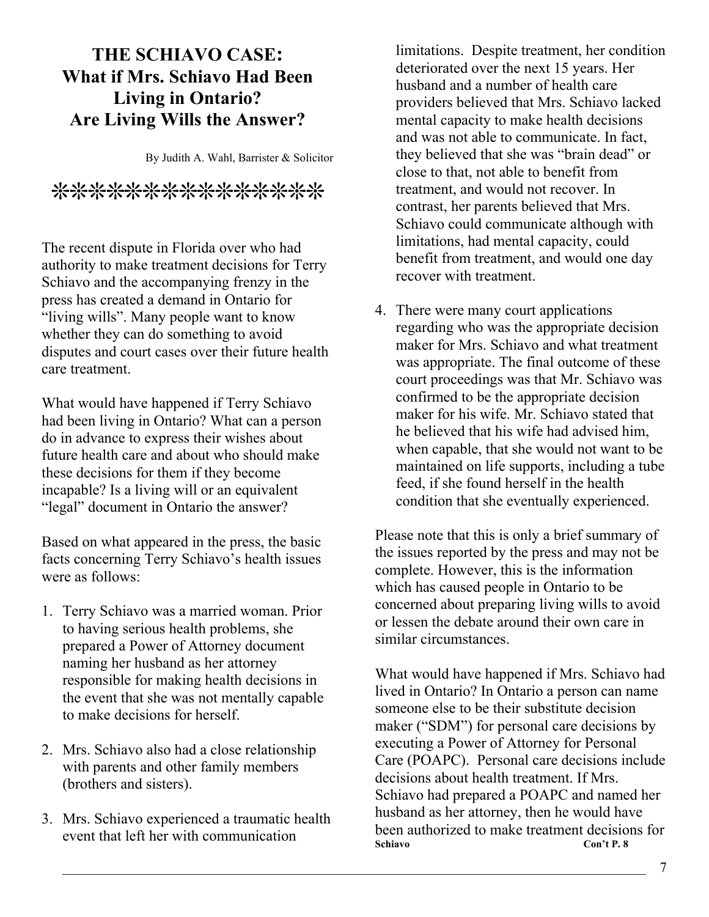# THE SCHIAVO CASE: What if Mrs. Schiavo Had Been Living in Ontario? Are Living Wills the Answer?

By Judith A. Wahl, Barrister & Solicitor

❊❊❊❊❊❊❊❊❊❊❊❊❊❊❊❊

The recent dispute in Florida over who had authority to make treatment decisions for Terry Schiavo and the accompanying frenzy in the press has created a demand in Ontario for "living wills". Many people want to know whether they can do something to avoid disputes and court cases over their future health care treatment.

What would have happened if Terry Schiavo had been living in Ontario? What can a person do in advance to express their wishes about future health care and about who should make these decisions for them if they become incapable? Is a living will or an equivalent "legal" document in Ontario the answer?

Based on what appeared in the press, the basic facts concerning Terry Schiavo's health issues were as follows:

1. Terry Schiavo was a married woman. Prior to having serious health problems, she prepared a Power of Attorney document naming her husband as her attorney responsible for making health decisions in the event that she was not mentally capable to make decisions for herself.

2. Mrs. Schiavo also had a close relationship with parents and other family members (brothers and sisters).

3. Mrs. Schiavo experienced a traumatic health event that left her with communication limitations. Despite treatment, her condition deteriorated over the next 15 years. Her husband and a number of health care providers believed that Mrs. Schiavo lacked mental capacity to make health decisions and was not able to communicate. In fact, they believed that she was "brain dead" or close to that, not able to benefit from treatment, and would not recover. In contrast, her parents believed that Mrs. Schiavo could communicate although with limitations, had mental capacity, could benefit from treatment, and would one day recover with treatment.

4. There were many court applications regarding who was the appropriate decision maker for Mrs. Schiavo and what treatment was appropriate. The final outcome of these court proceedings was that Mr. Schiavo was confirmed to be the appropriate decision maker for his wife. Mr. Schiavo stated that he believed that his wife had advised him, when capable, that she would not want to be maintained on life supports, including a tube feed, if she found herself in the health condition that she eventually experienced.

Please note that this is only a brief summary of the issues reported by the press and may not be complete. However, this is the information which has caused people in Ontario to be concerned about preparing living wills to avoid or lessen the debate around their own care in similar circumstances.

What would have happened if Mrs. Schiavo had lived in Ontario? In Ontario a person can name someone else to be their substitute decision maker ("SDM") for personal care decisions by executing a Power of Attorney for Personal Care (POAPC). Personal care decisions include decisions about health treatment. If Mrs. Schiavo had prepared a POAPC and named her husband as her attorney, then he would have been authorized to make treatment decisions for

**Schiavo** **Con't P. 8**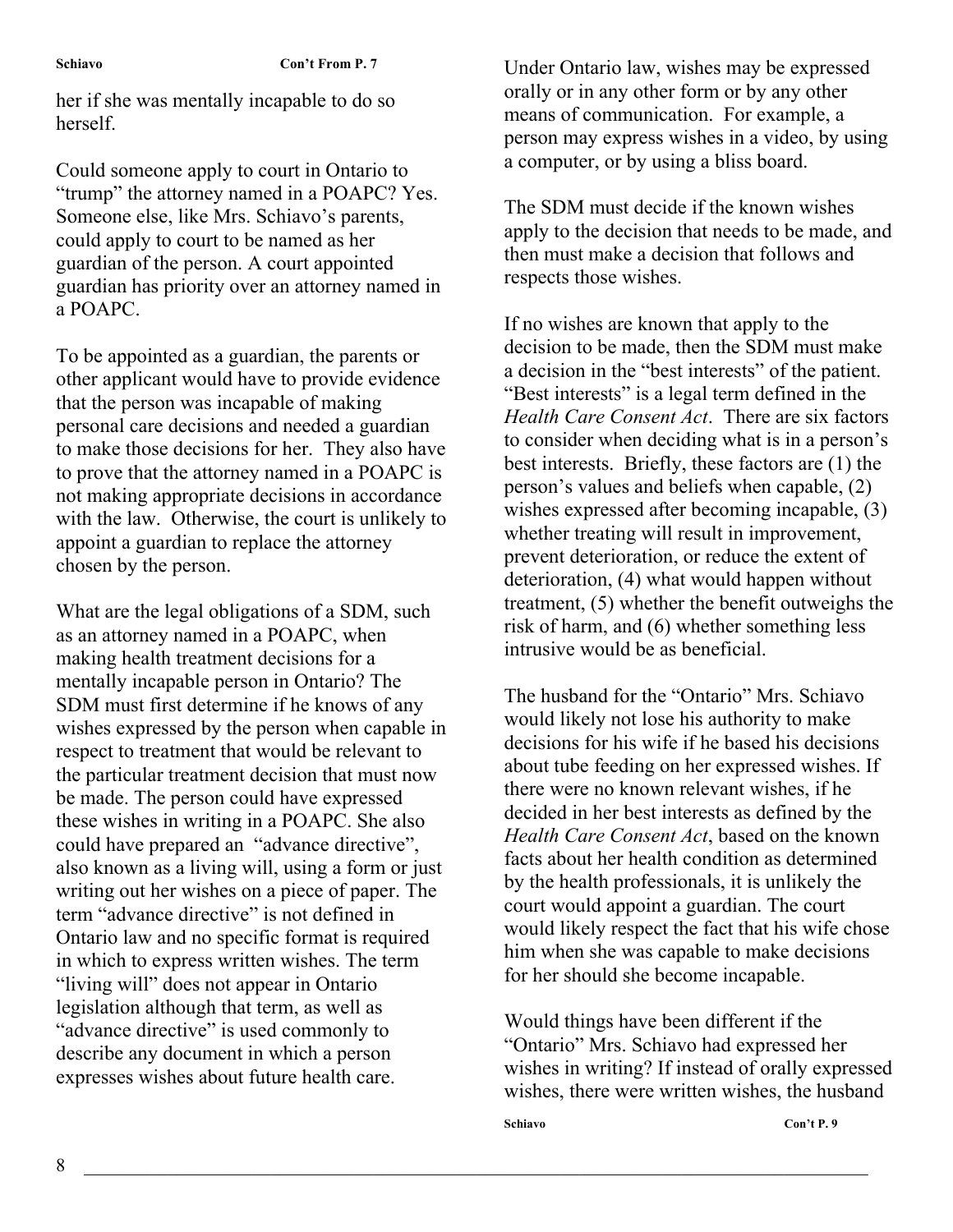her if she was mentally incapable to do so herself.

Could someone apply to court in Ontario to "trump" the attorney named in a POAPC? Yes. Someone else, like Mrs. Schiavo's parents, could apply to court to be named as her guardian of the person. A court appointed guardian has priority over an attorney named in a POAPC.

To be appointed as a guardian, the parents or other applicant would have to provide evidence that the person was incapable of making personal care decisions and needed a guardian to make those decisions for her. They also have to prove that the attorney named in a POAPC is not making appropriate decisions in accordance with the law. Otherwise, the court is unlikely to appoint a guardian to replace the attorney chosen by the person.

What are the legal obligations of a SDM, such as an attorney named in a POAPC, when making health treatment decisions for a mentally incapable person in Ontario? The SDM must first determine if he knows of any wishes expressed by the person when capable in respect to treatment that would be relevant to the particular treatment decision that must now be made. The person could have expressed these wishes in writing in a POAPC. She also could have prepared an "advance directive", also known as a living will, using a form or just writing out her wishes on a piece of paper. The term "advance directive" is not defined in Ontario law and no specific format is required in which to express written wishes. The term "living will" does not appear in Ontario legislation although that term, as well as "advance directive" is used commonly to describe any document in which a person expresses wishes about future health care.

Under Ontario law, wishes may be expressed orally or in any other form or by any other means of communication. For example, a person may express wishes in a video, by using a computer, or by using a bliss board.

The SDM must decide if the known wishes apply to the decision that needs to be made, and then must make a decision that follows and respects those wishes.

If no wishes are known that apply to the decision to be made, then the SDM must make a decision in the "best interests" of the patient. "Best interests" is a legal term defined in the *Health Care Consent Act*. There are six factors to consider when deciding what is in a person's best interests. Briefly, these factors are (1) the person's values and beliefs when capable, (2) wishes expressed after becoming incapable, (3) whether treating will result in improvement, prevent deterioration, or reduce the extent of deterioration, (4) what would happen without treatment, (5) whether the benefit outweighs the risk of harm, and (6) whether something less intrusive would be as beneficial.

The husband for the "Ontario" Mrs. Schiavo would likely not lose his authority to make decisions for his wife if he based his decisions about tube feeding on her expressed wishes. If there were no known relevant wishes, if he decided in her best interests as defined by the *Health Care Consent Act*, based on the known facts about her health condition as determined by the health professionals, it is unlikely the court would appoint a guardian. The court would likely respect the fact that his wife chose him when she was capable to make decisions for her should she become incapable.

Would things have been different if the "Ontario" Mrs. Schiavo had expressed her wishes in writing? If instead of orally expressed wishes, there were written wishes, the husband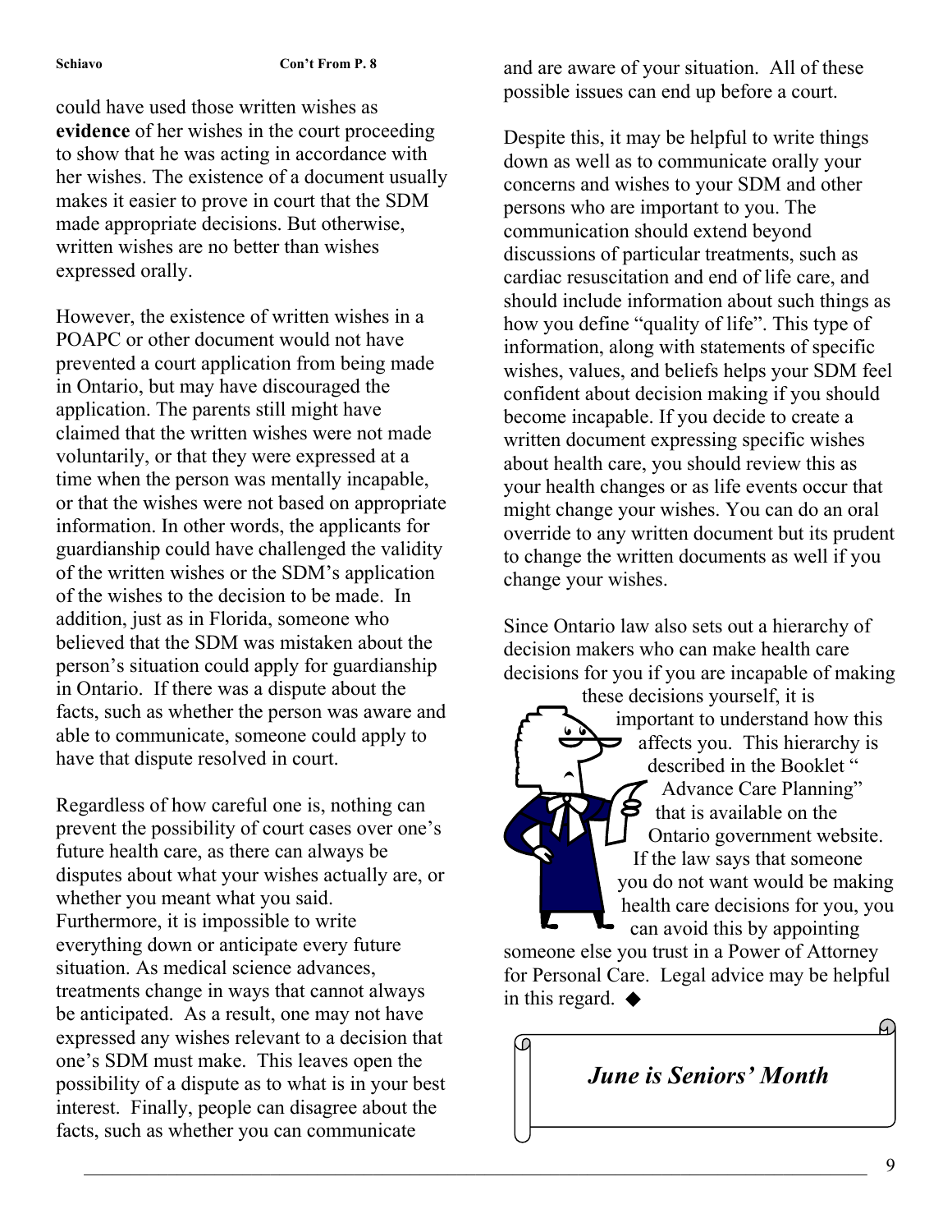could have used those written wishes as **evidence** of her wishes in the court proceeding to show that he was acting in accordance with her wishes. The existence of a document usually makes it easier to prove in court that the SDM made appropriate decisions. But otherwise, written wishes are no better than wishes expressed orally.

However, the existence of written wishes in a POAPC or other document would not have prevented a court application from being made in Ontario, but may have discouraged the application. The parents still might have claimed that the written wishes were not made voluntarily, or that they were expressed at a time when the person was mentally incapable, or that the wishes were not based on appropriate information. In other words, the applicants for guardianship could have challenged the validity of the written wishes or the SDM's application of the wishes to the decision to be made. In addition, just as in Florida, someone who believed that the SDM was mistaken about the person's situation could apply for guardianship in Ontario. If there was a dispute about the facts, such as whether the person was aware and able to communicate, someone could apply to have that dispute resolved in court.

Regardless of how careful one is, nothing can prevent the possibility of court cases over one's future health care, as there can always be disputes about what your wishes actually are, or whether you meant what you said. Furthermore, it is impossible to write everything down or anticipate every future situation. As medical science advances, treatments change in ways that cannot always be anticipated. As a result, one may not have expressed any wishes relevant to a decision that one's SDM must make. This leaves open the possibility of a dispute as to what is in your best interest. Finally, people can disagree about the facts, such as whether you can communicate and are aware of your situation. All of these possible issues can end up before a court.

Despite this, it may be helpful to write things down as well as to communicate orally your concerns and wishes to your SDM and other persons who are important to you. The communication should extend beyond discussions of particular treatments, such as cardiac resuscitation and end of life care, and should include information about such things as how you define "quality of life". This type of information, along with statements of specific wishes, values, and beliefs helps your SDM feel confident about decision making if you should become incapable. If you decide to create a written document expressing specific wishes about health care, you should review this as your health changes or as life events occur that might change your wishes. You can do an oral override to any written document but its prudent to change the written documents as well if you change your wishes.

Since Ontario law also sets out a hierarchy of decision makers who can make health care decisions for you if you are incapable of making these decisions yourself, it is important to understand how this affects you. This hierarchy is described in the Booklet " Advance Care Planning" that is available on the Ontario government website. If the law says that someone you do not want would be making health care decisions for you, you can avoid this by appointing someone else you trust in a Power of Attorney for Personal Care. Legal advice may be helpful in this regard. ◆

***June is Seniors' Month***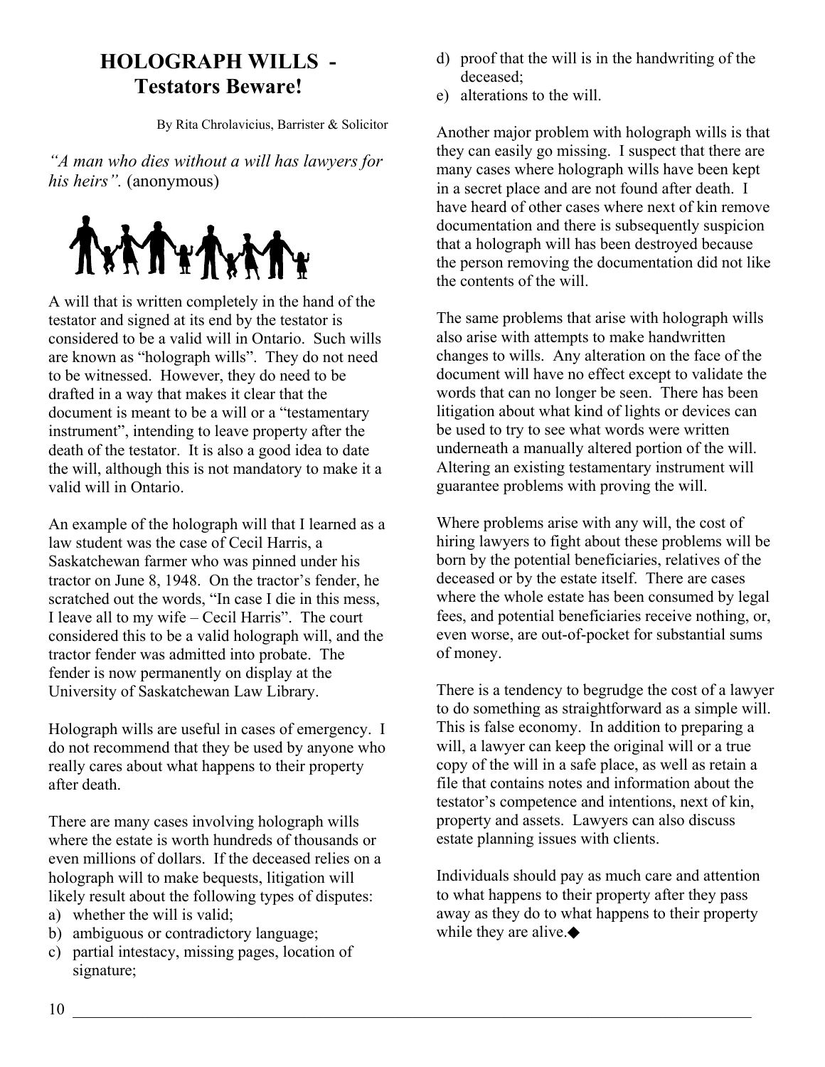# HOLOGRAPH WILLS - Testators Beware!

By Rita Chrolavicius, Barrister & Solicitor

*"A man who dies without a will has lawyers for his heirs".* (anonymous)

A will that is written completely in the hand of the testator and signed at its end by the testator is considered to be a valid will in Ontario. Such wills are known as "holograph wills". They do not need to be witnessed. However, they do need to be drafted in a way that makes it clear that the document is meant to be a will or a "testamentary instrument", intending to leave property after the death of the testator. It is also a good idea to date the will, although this is not mandatory to make it a valid will in Ontario.

An example of the holograph will that I learned as a law student was the case of Cecil Harris, a Saskatchewan farmer who was pinned under his tractor on June 8, 1948. On the tractor's fender, he scratched out the words, "In case I die in this mess, I leave all to my wife – Cecil Harris". The court considered this to be a valid holograph will, and the tractor fender was admitted into probate. The fender is now permanently on display at the University of Saskatchewan Law Library.

Holograph wills are useful in cases of emergency. I do not recommend that they be used by anyone who really cares about what happens to their property after death.

There are many cases involving holograph wills where the estate is worth hundreds of thousands or even millions of dollars. If the deceased relies on a holograph will to make bequests, litigation will likely result about the following types of disputes:

a) whether the will is valid;
b) ambiguous or contradictory language;
c) partial intestacy, missing pages, location of signature;
d) proof that the will is in the handwriting of the deceased;
e) alterations to the will.

Another major problem with holograph wills is that they can easily go missing. I suspect that there are many cases where holograph wills have been kept in a secret place and are not found after death. I have heard of other cases where next of kin remove documentation and there is subsequently suspicion that a holograph will has been destroyed because the person removing the documentation did not like the contents of the will.

The same problems that arise with holograph wills also arise with attempts to make handwritten changes to wills. Any alteration on the face of the document will have no effect except to validate the words that can no longer be seen. There has been litigation about what kind of lights or devices can be used to try to see what words were written underneath a manually altered portion of the will. Altering an existing testamentary instrument will guarantee problems with proving the will.

Where problems arise with any will, the cost of hiring lawyers to fight about these problems will be born by the potential beneficiaries, relatives of the deceased or by the estate itself. There are cases where the whole estate has been consumed by legal fees, and potential beneficiaries receive nothing, or, even worse, are out-of-pocket for substantial sums of money.

There is a tendency to begrudge the cost of a lawyer to do something as straightforward as a simple will. This is false economy. In addition to preparing a will, a lawyer can keep the original will or a true copy of the will in a safe place, as well as retain a file that contains notes and information about the testator's competence and intentions, next of kin, property and assets. Lawyers can also discuss estate planning issues with clients.

Individuals should pay as much care and attention to what happens to their property after they pass away as they do to what happens to their property while they are alive.◆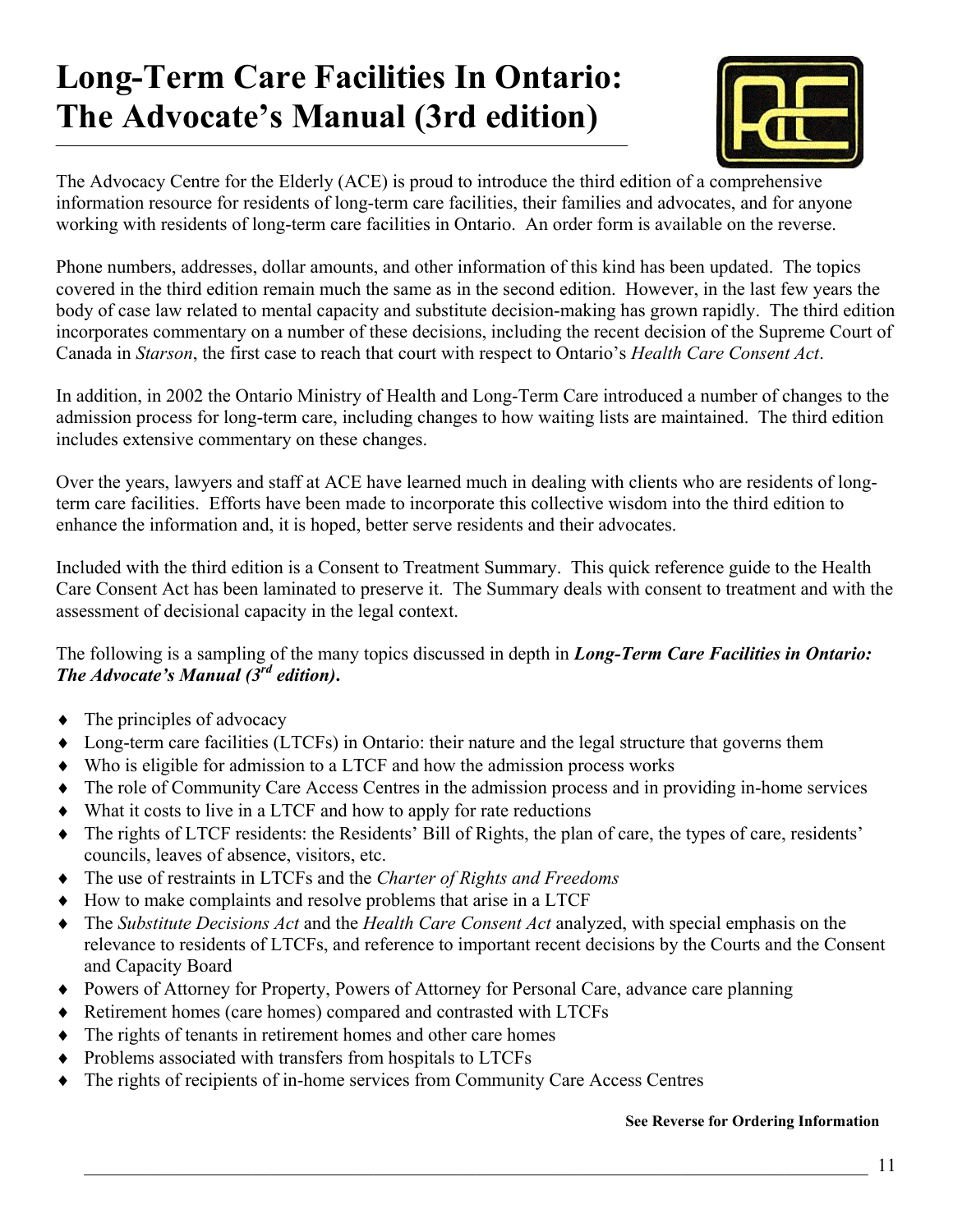# Long-Term Care Facilities In Ontario: The Advocate's Manual (3rd edition)

The Advocacy Centre for the Elderly (ACE) is proud to introduce the third edition of a comprehensive information resource for residents of long-term care facilities, their families and advocates, and for anyone working with residents of long-term care facilities in Ontario. An order form is available on the reverse.

Phone numbers, addresses, dollar amounts, and other information of this kind has been updated. The topics covered in the third edition remain much the same as in the second edition. However, in the last few years the body of case law related to mental capacity and substitute decision-making has grown rapidly. The third edition incorporates commentary on a number of these decisions, including the recent decision of the Supreme Court of Canada in *Starson*, the first case to reach that court with respect to Ontario's *Health Care Consent Act*.

In addition, in 2002 the Ontario Ministry of Health and Long-Term Care introduced a number of changes to the admission process for long-term care, including changes to how waiting lists are maintained. The third edition includes extensive commentary on these changes.

Over the years, lawyers and staff at ACE have learned much in dealing with clients who are residents of long-term care facilities. Efforts have been made to incorporate this collective wisdom into the third edition to enhance the information and, it is hoped, better serve residents and their advocates.

Included with the third edition is a Consent to Treatment Summary. This quick reference guide to the Health Care Consent Act has been laminated to preserve it. The Summary deals with consent to treatment and with the assessment of decisional capacity in the legal context.

The following is a sampling of the many topics discussed in depth in ***Long-Term Care Facilities in Ontario: The Advocate's Manual (3rd edition)***.

- The principles of advocacy
- Long-term care facilities (LTCFs) in Ontario: their nature and the legal structure that governs them
- Who is eligible for admission to a LTCF and how the admission process works
- The role of Community Care Access Centres in the admission process and in providing in-home services
- What it costs to live in a LTCF and how to apply for rate reductions
- The rights of LTCF residents: the Residents' Bill of Rights, the plan of care, the types of care, residents' councils, leaves of absence, visitors, etc.
- The use of restraints in LTCFs and the *Charter of Rights and Freedoms*
- How to make complaints and resolve problems that arise in a LTCF
- The *Substitute Decisions Act* and the *Health Care Consent Act* analyzed, with special emphasis on the relevance to residents of LTCFs, and reference to important recent decisions by the Courts and the Consent and Capacity Board
- Powers of Attorney for Property, Powers of Attorney for Personal Care, advance care planning
- Retirement homes (care homes) compared and contrasted with LTCFs
- The rights of tenants in retirement homes and other care homes
- Problems associated with transfers from hospitals to LTCFs
- The rights of recipients of in-home services from Community Care Access Centres

**See Reverse for Ordering Information**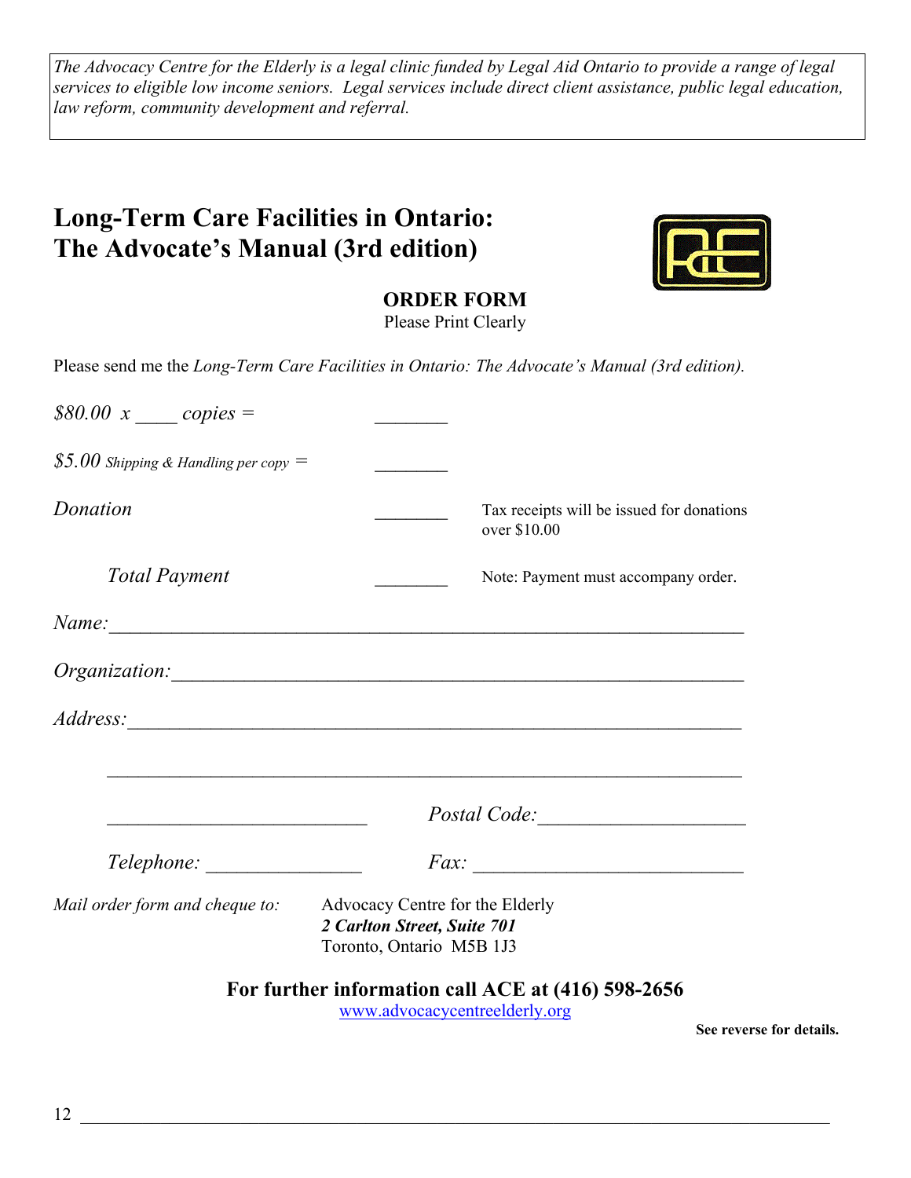*The Advocacy Centre for the Elderly is a legal clinic funded by Legal Aid Ontario to provide a range of legal services to eligible low income seniors. Legal services include direct client assistance, public legal education, law reform, community development and referral.*

# Long-Term Care Facilities in Ontario: The Advocate's Manual (3rd edition)

**ORDER FORM**

Please Print Clearly

Please send me the *Long-Term Care Facilities in Ontario: The Advocate's Manual (3rd edition).*

*$80.00 x ____ copies =* _______

*$5.00 Shipping & Handling per copy =* _______

*Donation* _______ Tax receipts will be issued for donations over $10.00

*Total Payment* _______ Note: Payment must accompany order.

*Name:*_______________________________________________

*Organization:*_______________________________________________

*Address:*_______________________________________________

_______________________________________________

_______________________ *Postal Code:*__________________

*Telephone:* ______________ *Fax:* __________________

*Mail order form and cheque to:* Advocacy Centre for the Elderly
***2 Carlton Street, Suite 701***
Toronto, Ontario M5B 1J3

**For further information call ACE at (416) 598-2656**

www.advocacycentreelderly.org

**See reverse for details.**